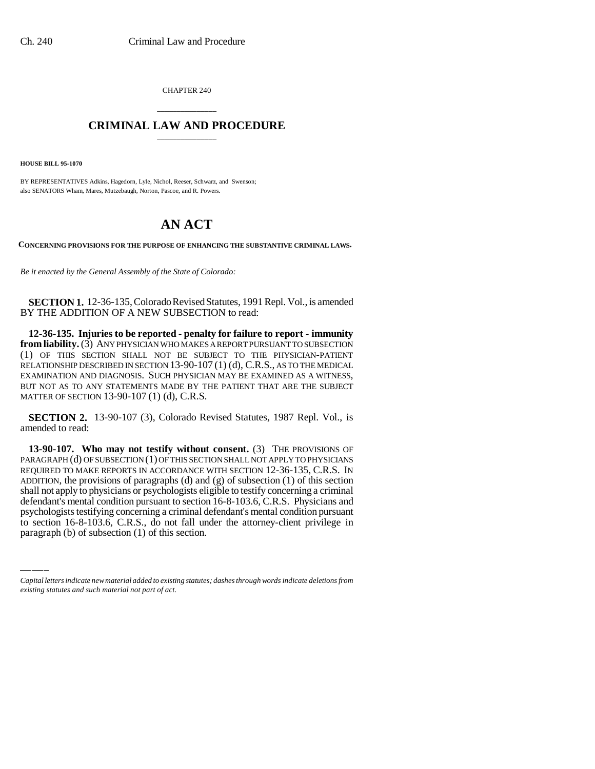CHAPTER 240

# CRIMINAL LAW AND PROCEDURE

**HOUSE BILL 95-1070**

BY REPRESENTATIVES Adkins, Hagedorn, Lyle, Nichol, Reeser, Schwarz, and Swenson;
also SENATORS Wham, Mares, Mutzebaugh, Norton, Pascoe, and R. Powers.

# AN ACT

**CONCERNING PROVISIONS FOR THE PURPOSE OF ENHANCING THE SUBSTANTIVE CRIMINAL LAWS.**

*Be it enacted by the General Assembly of the State of Colorado:*

**SECTION 1.** 12-36-135, Colorado Revised Statutes, 1991 Repl. Vol., is amended BY THE ADDITION OF A NEW SUBSECTION to read:

**12-36-135. Injuries to be reported - penalty for failure to report - immunity from liability.** (3) ANY PHYSICIAN WHO MAKES A REPORT PURSUANT TO SUBSECTION (1) OF THIS SECTION SHALL NOT BE SUBJECT TO THE PHYSICIAN-PATIENT RELATIONSHIP DESCRIBED IN SECTION 13-90-107 (1) (d), C.R.S., AS TO THE MEDICAL EXAMINATION AND DIAGNOSIS. SUCH PHYSICIAN MAY BE EXAMINED AS A WITNESS, BUT NOT AS TO ANY STATEMENTS MADE BY THE PATIENT THAT ARE THE SUBJECT MATTER OF SECTION 13-90-107 (1) (d), C.R.S.

**SECTION 2.** 13-90-107 (3), Colorado Revised Statutes, 1987 Repl. Vol., is amended to read:

**13-90-107. Who may not testify without consent.** (3) THE PROVISIONS OF PARAGRAPH (d) OF SUBSECTION (1) OF THIS SECTION SHALL NOT APPLY TO PHYSICIANS REQUIRED TO MAKE REPORTS IN ACCORDANCE WITH SECTION 12-36-135, C.R.S. IN ADDITION, the provisions of paragraphs (d) and (g) of subsection (1) of this section shall not apply to physicians or psychologists eligible to testify concerning a criminal defendant's mental condition pursuant to section 16-8-103.6, C.R.S. Physicians and psychologists testifying concerning a criminal defendant's mental condition pursuant to section 16-8-103.6, C.R.S., do not fall under the attorney-client privilege in paragraph (b) of subsection (1) of this section.

*Capital letters indicate new material added to existing statutes; dashes through words indicate deletions from existing statutes and such material not part of act.*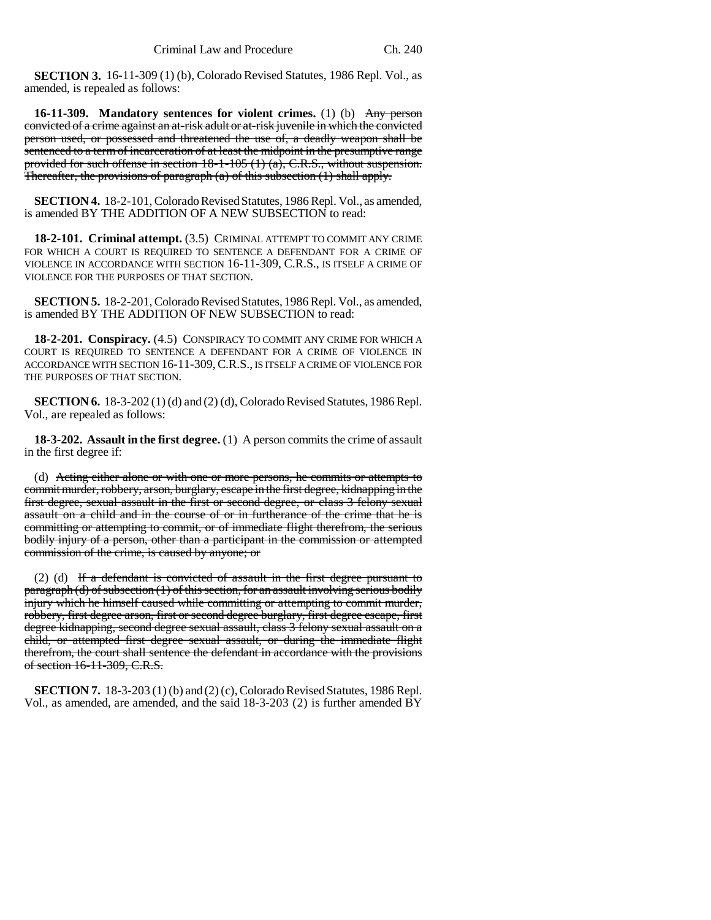**SECTION 3.** 16-11-309 (1) (b), Colorado Revised Statutes, 1986 Repl. Vol., as amended, is repealed as follows:

**16-11-309. Mandatory sentences for violent crimes.** (1) (b) ~~Any person convicted of a crime against an at-risk adult or at-risk juvenile in which the convicted person used, or possessed and threatened the use of, a deadly weapon shall be sentenced to a term of incarceration of at least the midpoint in the presumptive range provided for such offense in section 18-1-105 (1) (a), C.R.S., without suspension. Thereafter, the provisions of paragraph (a) of this subsection (1) shall apply.~~

**SECTION 4.** 18-2-101, Colorado Revised Statutes, 1986 Repl. Vol., as amended, is amended BY THE ADDITION OF A NEW SUBSECTION to read:

**18-2-101. Criminal attempt.** (3.5) CRIMINAL ATTEMPT TO COMMIT ANY CRIME FOR WHICH A COURT IS REQUIRED TO SENTENCE A DEFENDANT FOR A CRIME OF VIOLENCE IN ACCORDANCE WITH SECTION 16-11-309, C.R.S., IS ITSELF A CRIME OF VIOLENCE FOR THE PURPOSES OF THAT SECTION.

**SECTION 5.** 18-2-201, Colorado Revised Statutes, 1986 Repl. Vol., as amended, is amended BY THE ADDITION OF NEW SUBSECTION to read:

**18-2-201. Conspiracy.** (4.5) CONSPIRACY TO COMMIT ANY CRIME FOR WHICH A COURT IS REQUIRED TO SENTENCE A DEFENDANT FOR A CRIME OF VIOLENCE IN ACCORDANCE WITH SECTION 16-11-309, C.R.S., IS ITSELF A CRIME OF VIOLENCE FOR THE PURPOSES OF THAT SECTION.

**SECTION 6.** 18-3-202 (1) (d) and (2) (d), Colorado Revised Statutes, 1986 Repl. Vol., are repealed as follows:

**18-3-202. Assault in the first degree.** (1) A person commits the crime of assault in the first degree if:

(d) ~~Acting either alone or with one or more persons, he commits or attempts to commit murder, robbery, arson, burglary, escape in the first degree, kidnapping in the first degree, sexual assault in the first or second degree, or class 3 felony sexual assault on a child and in the course of or in furtherance of the crime that he is committing or attempting to commit, or of immediate flight therefrom, the serious bodily injury of a person, other than a participant in the commission or attempted commission of the crime, is caused by anyone; or~~

(2) (d) ~~If a defendant is convicted of assault in the first degree pursuant to paragraph (d) of subsection (1) of this section, for an assault involving serious bodily injury which he himself caused while committing or attempting to commit murder, robbery, first degree arson, first or second degree burglary, first degree escape, first degree kidnapping, second degree sexual assault, class 3 felony sexual assault on a child, or attempted first degree sexual assault, or during the immediate flight therefrom, the court shall sentence the defendant in accordance with the provisions of section 16-11-309, C.R.S.~~

**SECTION 7.** 18-3-203 (1) (b) and (2) (c), Colorado Revised Statutes, 1986 Repl. Vol., as amended, are amended, and the said 18-3-203 (2) is further amended BY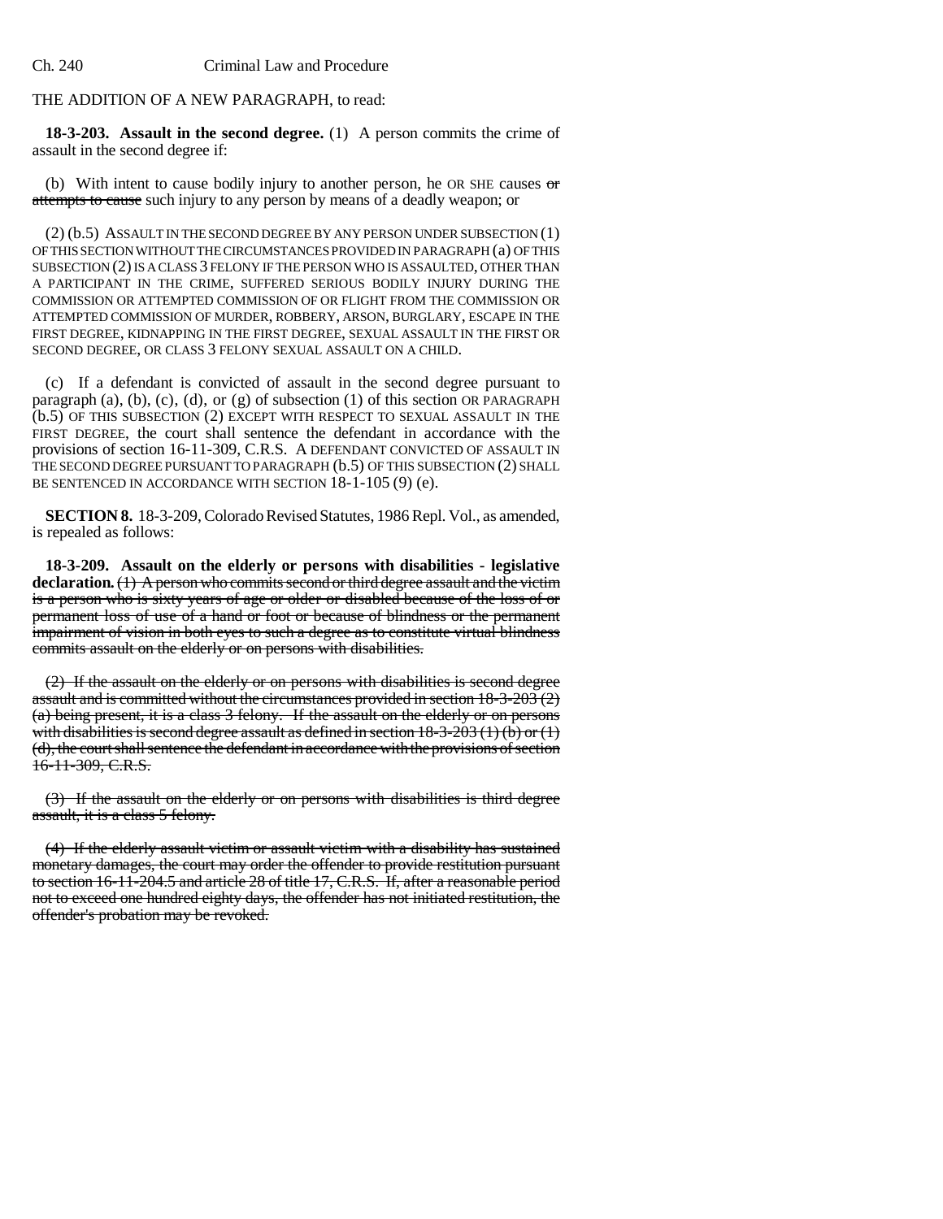THE ADDITION OF A NEW PARAGRAPH, to read:

**18-3-203. Assault in the second degree.** (1) A person commits the crime of assault in the second degree if:

(b) With intent to cause bodily injury to another person, he OR SHE causes ~~or attempts to cause~~ such injury to any person by means of a deadly weapon; or

(2) (b.5) ASSAULT IN THE SECOND DEGREE BY ANY PERSON UNDER SUBSECTION (1) OF THIS SECTION WITHOUT THE CIRCUMSTANCES PROVIDED IN PARAGRAPH (a) OF THIS SUBSECTION (2) IS A CLASS 3 FELONY IF THE PERSON WHO IS ASSAULTED, OTHER THAN A PARTICIPANT IN THE CRIME, SUFFERED SERIOUS BODILY INJURY DURING THE COMMISSION OR ATTEMPTED COMMISSION OF OR FLIGHT FROM THE COMMISSION OR ATTEMPTED COMMISSION OF MURDER, ROBBERY, ARSON, BURGLARY, ESCAPE IN THE FIRST DEGREE, KIDNAPPING IN THE FIRST DEGREE, SEXUAL ASSAULT IN THE FIRST OR SECOND DEGREE, OR CLASS 3 FELONY SEXUAL ASSAULT ON A CHILD.

(c) If a defendant is convicted of assault in the second degree pursuant to paragraph (a), (b), (c), (d), or (g) of subsection (1) of this section OR PARAGRAPH (b.5) OF THIS SUBSECTION (2) EXCEPT WITH RESPECT TO SEXUAL ASSAULT IN THE FIRST DEGREE, the court shall sentence the defendant in accordance with the provisions of section 16-11-309, C.R.S. A DEFENDANT CONVICTED OF ASSAULT IN THE SECOND DEGREE PURSUANT TO PARAGRAPH (b.5) OF THIS SUBSECTION (2) SHALL BE SENTENCED IN ACCORDANCE WITH SECTION 18-1-105 (9) (e).

**SECTION 8.** 18-3-209, Colorado Revised Statutes, 1986 Repl. Vol., as amended, is repealed as follows:

**18-3-209. Assault on the elderly or persons with disabilities - legislative declaration.** ~~(1) A person who commits second or third degree assault and the victim is a person who is sixty years of age or older or disabled because of the loss of or permanent loss of use of a hand or foot or because of blindness or the permanent impairment of vision in both eyes to such a degree as to constitute virtual blindness commits assault on the elderly or on persons with disabilities.~~

~~(2) If the assault on the elderly or on persons with disabilities is second degree assault and is committed without the circumstances provided in section 18-3-203 (2) (a) being present, it is a class 3 felony. If the assault on the elderly or on persons with disabilities is second degree assault as defined in section 18-3-203 (1) (b) or (1) (d), the court shall sentence the defendant in accordance with the provisions of section 16-11-309, C.R.S.~~

~~(3) If the assault on the elderly or on persons with disabilities is third degree assault, it is a class 5 felony.~~

~~(4) If the elderly assault victim or assault victim with a disability has sustained monetary damages, the court may order the offender to provide restitution pursuant to section 16-11-204.5 and article 28 of title 17, C.R.S. If, after a reasonable period not to exceed one hundred eighty days, the offender has not initiated restitution, the offender's probation may be revoked.~~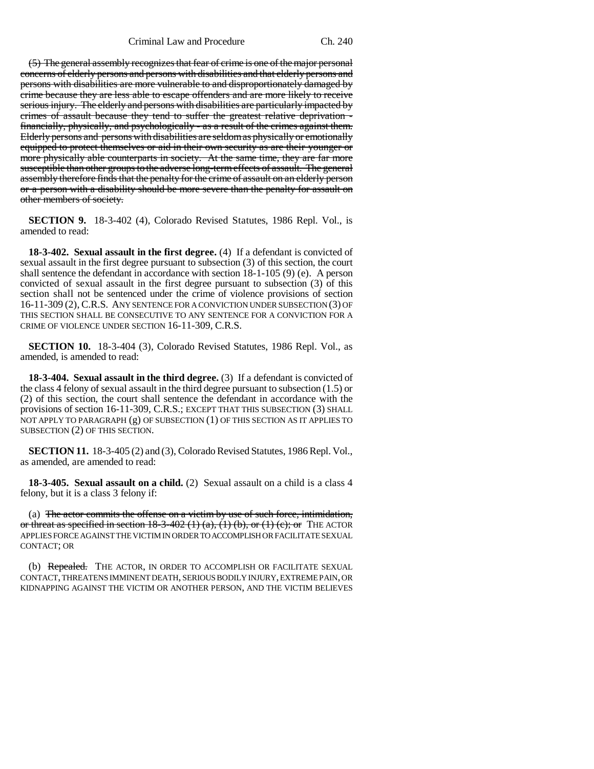~~(5) The general assembly recognizes that fear of crime is one of the major personal concerns of elderly persons and persons with disabilities and that elderly persons and persons with disabilities are more vulnerable to and disproportionately damaged by crime because they are less able to escape offenders and are more likely to receive serious injury. The elderly and persons with disabilities are particularly impacted by crimes of assault because they tend to suffer the greatest relative deprivation - financially, physically, and psychologically - as a result of the crimes against them. Elderly persons and persons with disabilities are seldom as physically or emotionally equipped to protect themselves or aid in their own security as are their younger or more physically able counterparts in society. At the same time, they are far more susceptible than other groups to the adverse long-term effects of assault. The general assembly therefore finds that the penalty for the crime of assault on an elderly person or a person with a disability should be more severe than the penalty for assault on other members of society.~~

**SECTION 9.** 18-3-402 (4), Colorado Revised Statutes, 1986 Repl. Vol., is amended to read:

**18-3-402. Sexual assault in the first degree.** (4) If a defendant is convicted of sexual assault in the first degree pursuant to subsection (3) of this section, the court shall sentence the defendant in accordance with section 18-1-105 (9) (e). A person convicted of sexual assault in the first degree pursuant to subsection (3) of this section shall not be sentenced under the crime of violence provisions of section 16-11-309 (2), C.R.S. ANY SENTENCE FOR A CONVICTION UNDER SUBSECTION (3) OF THIS SECTION SHALL BE CONSECUTIVE TO ANY SENTENCE FOR A CONVICTION FOR A CRIME OF VIOLENCE UNDER SECTION 16-11-309, C.R.S.

**SECTION 10.** 18-3-404 (3), Colorado Revised Statutes, 1986 Repl. Vol., as amended, is amended to read:

**18-3-404. Sexual assault in the third degree.** (3) If a defendant is convicted of the class 4 felony of sexual assault in the third degree pursuant to subsection (1.5) or (2) of this section, the court shall sentence the defendant in accordance with the provisions of section 16-11-309, C.R.S.; EXCEPT THAT THIS SUBSECTION (3) SHALL NOT APPLY TO PARAGRAPH (g) OF SUBSECTION (1) OF THIS SECTION AS IT APPLIES TO SUBSECTION (2) OF THIS SECTION.

**SECTION 11.** 18-3-405 (2) and (3), Colorado Revised Statutes, 1986 Repl. Vol., as amended, are amended to read:

**18-3-405. Sexual assault on a child.** (2) Sexual assault on a child is a class 4 felony, but it is a class 3 felony if:

(a) ~~The actor commits the offense on a victim by use of such force, intimidation, or threat as specified in section 18-3-402 (1) (a), (1) (b), or (1) (c); or~~ THE ACTOR APPLIES FORCE AGAINST THE VICTIM IN ORDER TO ACCOMPLISH OR FACILITATE SEXUAL CONTACT; OR

(b) ~~Repealed.~~ THE ACTOR, IN ORDER TO ACCOMPLISH OR FACILITATE SEXUAL CONTACT, THREATENS IMMINENT DEATH, SERIOUS BODILY INJURY, EXTREME PAIN, OR KIDNAPPING AGAINST THE VICTIM OR ANOTHER PERSON, AND THE VICTIM BELIEVES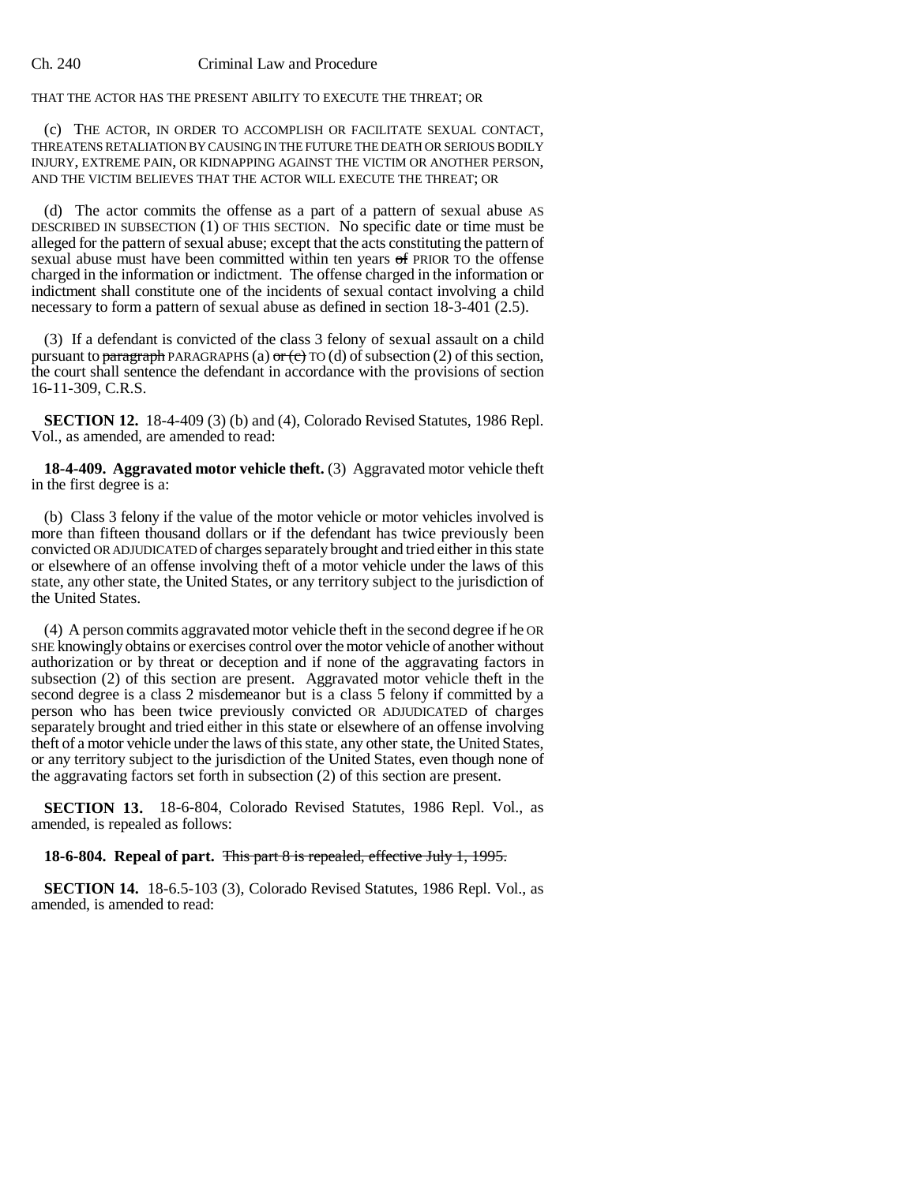THAT THE ACTOR HAS THE PRESENT ABILITY TO EXECUTE THE THREAT; OR

(c) THE ACTOR, IN ORDER TO ACCOMPLISH OR FACILITATE SEXUAL CONTACT, THREATENS RETALIATION BY CAUSING IN THE FUTURE THE DEATH OR SERIOUS BODILY INJURY, EXTREME PAIN, OR KIDNAPPING AGAINST THE VICTIM OR ANOTHER PERSON, AND THE VICTIM BELIEVES THAT THE ACTOR WILL EXECUTE THE THREAT; OR

(d) The actor commits the offense as a part of a pattern of sexual abuse AS DESCRIBED IN SUBSECTION (1) OF THIS SECTION. No specific date or time must be alleged for the pattern of sexual abuse; except that the acts constituting the pattern of sexual abuse must have been committed within ten years ~~of~~ PRIOR TO the offense charged in the information or indictment. The offense charged in the information or indictment shall constitute one of the incidents of sexual contact involving a child necessary to form a pattern of sexual abuse as defined in section 18-3-401 (2.5).

(3) If a defendant is convicted of the class 3 felony of sexual assault on a child pursuant to ~~paragraph~~ PARAGRAPHS (a) ~~or (c)~~ TO (d) of subsection (2) of this section, the court shall sentence the defendant in accordance with the provisions of section 16-11-309, C.R.S.

**SECTION 12.** 18-4-409 (3) (b) and (4), Colorado Revised Statutes, 1986 Repl. Vol., as amended, are amended to read:

**18-4-409. Aggravated motor vehicle theft.** (3) Aggravated motor vehicle theft in the first degree is a:

(b) Class 3 felony if the value of the motor vehicle or motor vehicles involved is more than fifteen thousand dollars or if the defendant has twice previously been convicted OR ADJUDICATED of charges separately brought and tried either in this state or elsewhere of an offense involving theft of a motor vehicle under the laws of this state, any other state, the United States, or any territory subject to the jurisdiction of the United States.

(4) A person commits aggravated motor vehicle theft in the second degree if he OR SHE knowingly obtains or exercises control over the motor vehicle of another without authorization or by threat or deception and if none of the aggravating factors in subsection (2) of this section are present. Aggravated motor vehicle theft in the second degree is a class 2 misdemeanor but is a class 5 felony if committed by a person who has been twice previously convicted OR ADJUDICATED of charges separately brought and tried either in this state or elsewhere of an offense involving theft of a motor vehicle under the laws of this state, any other state, the United States, or any territory subject to the jurisdiction of the United States, even though none of the aggravating factors set forth in subsection (2) of this section are present.

**SECTION 13.** 18-6-804, Colorado Revised Statutes, 1986 Repl. Vol., as amended, is repealed as follows:

**18-6-804. Repeal of part.** ~~This part 8 is repealed, effective July 1, 1995.~~

**SECTION 14.** 18-6.5-103 (3), Colorado Revised Statutes, 1986 Repl. Vol., as amended, is amended to read: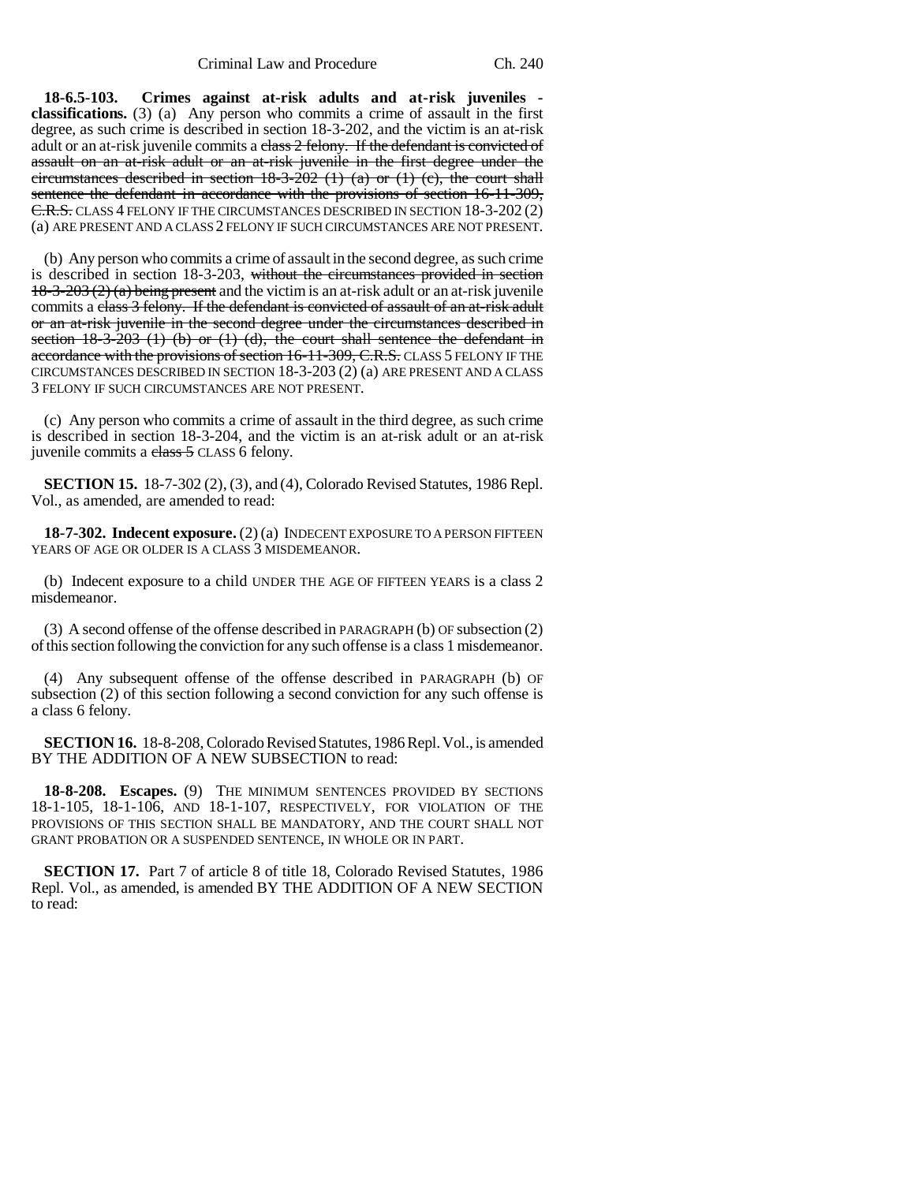**18-6.5-103. Crimes against at-risk adults and at-risk juveniles - classifications.** (3) (a) Any person who commits a crime of assault in the first degree, as such crime is described in section 18-3-202, and the victim is an at-risk adult or an at-risk juvenile commits a ~~class 2 felony. If the defendant is convicted of assault on an at-risk adult or an at-risk juvenile in the first degree under the circumstances described in section 18-3-202 (1) (a) or (1) (c), the court shall sentence the defendant in accordance with the provisions of section 16-11-309, C.R.S.~~ CLASS 4 FELONY IF THE CIRCUMSTANCES DESCRIBED IN SECTION 18-3-202 (2) (a) ARE PRESENT AND A CLASS 2 FELONY IF SUCH CIRCUMSTANCES ARE NOT PRESENT.

(b) Any person who commits a crime of assault in the second degree, as such crime is described in section 18-3-203, ~~without the circumstances provided in section 18-3-203 (2) (a) being present~~ and the victim is an at-risk adult or an at-risk juvenile commits a ~~class 3 felony. If the defendant is convicted of assault of an at-risk adult or an at-risk juvenile in the second degree under the circumstances described in section 18-3-203 (1) (b) or (1) (d), the court shall sentence the defendant in accordance with the provisions of section 16-11-309, C.R.S.~~ CLASS 5 FELONY IF THE CIRCUMSTANCES DESCRIBED IN SECTION 18-3-203 (2) (a) ARE PRESENT AND A CLASS 3 FELONY IF SUCH CIRCUMSTANCES ARE NOT PRESENT.

(c) Any person who commits a crime of assault in the third degree, as such crime is described in section 18-3-204, and the victim is an at-risk adult or an at-risk juvenile commits a ~~class 5~~ CLASS 6 felony.

**SECTION 15.** 18-7-302 (2), (3), and (4), Colorado Revised Statutes, 1986 Repl. Vol., as amended, are amended to read:

**18-7-302. Indecent exposure.** (2) (a) INDECENT EXPOSURE TO A PERSON FIFTEEN YEARS OF AGE OR OLDER IS A CLASS 3 MISDEMEANOR.

(b) Indecent exposure to a child UNDER THE AGE OF FIFTEEN YEARS is a class 2 misdemeanor.

(3) A second offense of the offense described in PARAGRAPH (b) OF subsection (2) of this section following the conviction for any such offense is a class 1 misdemeanor.

(4) Any subsequent offense of the offense described in PARAGRAPH (b) OF subsection (2) of this section following a second conviction for any such offense is a class 6 felony.

**SECTION 16.** 18-8-208, Colorado Revised Statutes, 1986 Repl. Vol., is amended BY THE ADDITION OF A NEW SUBSECTION to read:

**18-8-208. Escapes.** (9) THE MINIMUM SENTENCES PROVIDED BY SECTIONS 18-1-105, 18-1-106, AND 18-1-107, RESPECTIVELY, FOR VIOLATION OF THE PROVISIONS OF THIS SECTION SHALL BE MANDATORY, AND THE COURT SHALL NOT GRANT PROBATION OR A SUSPENDED SENTENCE, IN WHOLE OR IN PART.

**SECTION 17.** Part 7 of article 8 of title 18, Colorado Revised Statutes, 1986 Repl. Vol., as amended, is amended BY THE ADDITION OF A NEW SECTION to read: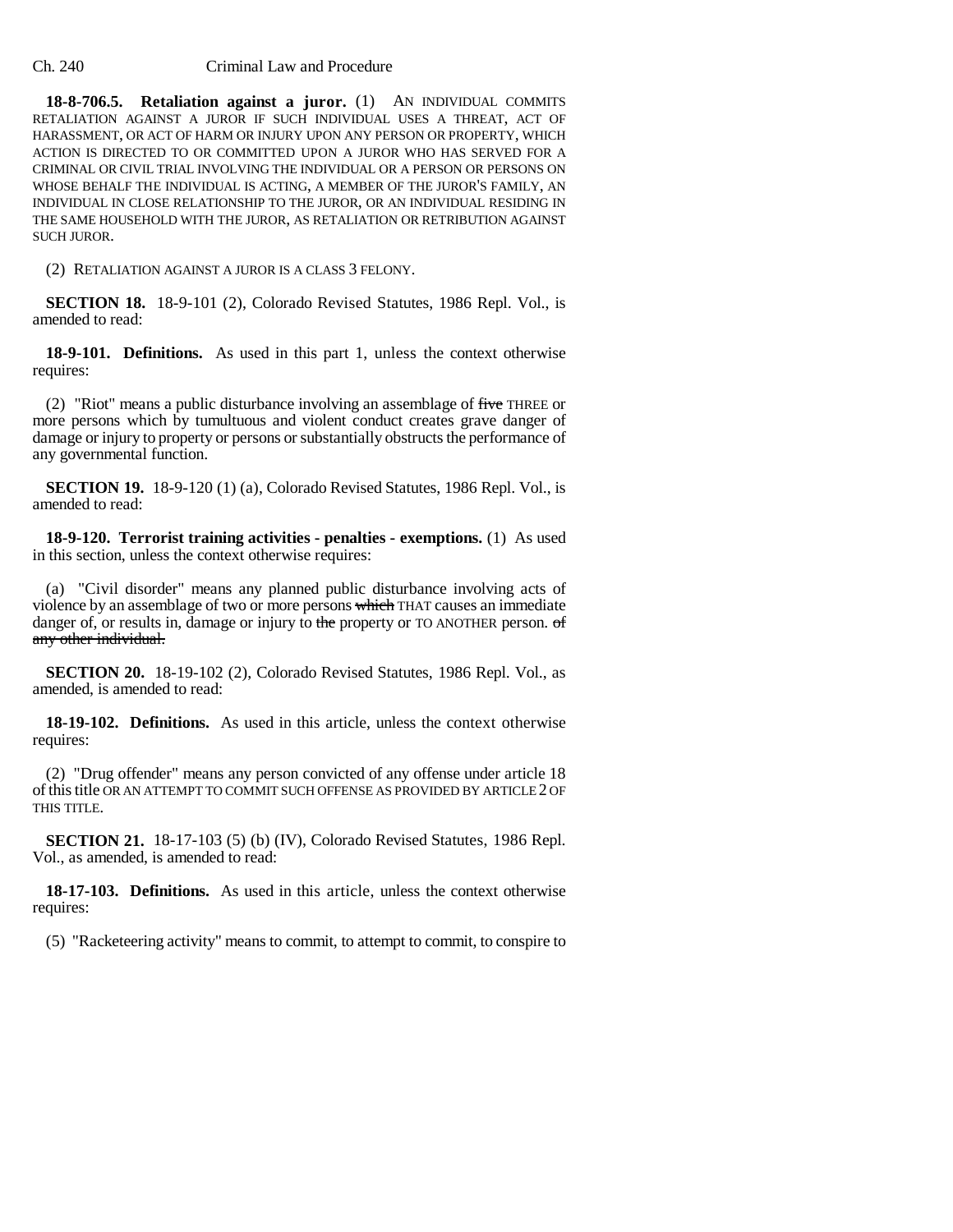**18-8-706.5. Retaliation against a juror.** (1) AN INDIVIDUAL COMMITS RETALIATION AGAINST A JUROR IF SUCH INDIVIDUAL USES A THREAT, ACT OF HARASSMENT, OR ACT OF HARM OR INJURY UPON ANY PERSON OR PROPERTY, WHICH ACTION IS DIRECTED TO OR COMMITTED UPON A JUROR WHO HAS SERVED FOR A CRIMINAL OR CIVIL TRIAL INVOLVING THE INDIVIDUAL OR A PERSON OR PERSONS ON WHOSE BEHALF THE INDIVIDUAL IS ACTING, A MEMBER OF THE JUROR'S FAMILY, AN INDIVIDUAL IN CLOSE RELATIONSHIP TO THE JUROR, OR AN INDIVIDUAL RESIDING IN THE SAME HOUSEHOLD WITH THE JUROR, AS RETALIATION OR RETRIBUTION AGAINST SUCH JUROR.

(2) RETALIATION AGAINST A JUROR IS A CLASS 3 FELONY.

**SECTION 18.** 18-9-101 (2), Colorado Revised Statutes, 1986 Repl. Vol., is amended to read:

**18-9-101. Definitions.** As used in this part 1, unless the context otherwise requires:

(2) "Riot" means a public disturbance involving an assemblage of ~~five~~ THREE or more persons which by tumultuous and violent conduct creates grave danger of damage or injury to property or persons or substantially obstructs the performance of any governmental function.

**SECTION 19.** 18-9-120 (1) (a), Colorado Revised Statutes, 1986 Repl. Vol., is amended to read:

**18-9-120. Terrorist training activities - penalties - exemptions.** (1) As used in this section, unless the context otherwise requires:

(a) "Civil disorder" means any planned public disturbance involving acts of violence by an assemblage of two or more persons ~~which~~ THAT causes an immediate danger of, or results in, damage or injury to ~~the~~ property or TO ANOTHER person. ~~of any other individual.~~

**SECTION 20.** 18-19-102 (2), Colorado Revised Statutes, 1986 Repl. Vol., as amended, is amended to read:

**18-19-102. Definitions.** As used in this article, unless the context otherwise requires:

(2) "Drug offender" means any person convicted of any offense under article 18 of this title OR AN ATTEMPT TO COMMIT SUCH OFFENSE AS PROVIDED BY ARTICLE 2 OF THIS TITLE.

**SECTION 21.** 18-17-103 (5) (b) (IV), Colorado Revised Statutes, 1986 Repl. Vol., as amended, is amended to read:

**18-17-103. Definitions.** As used in this article, unless the context otherwise requires:

(5) "Racketeering activity" means to commit, to attempt to commit, to conspire to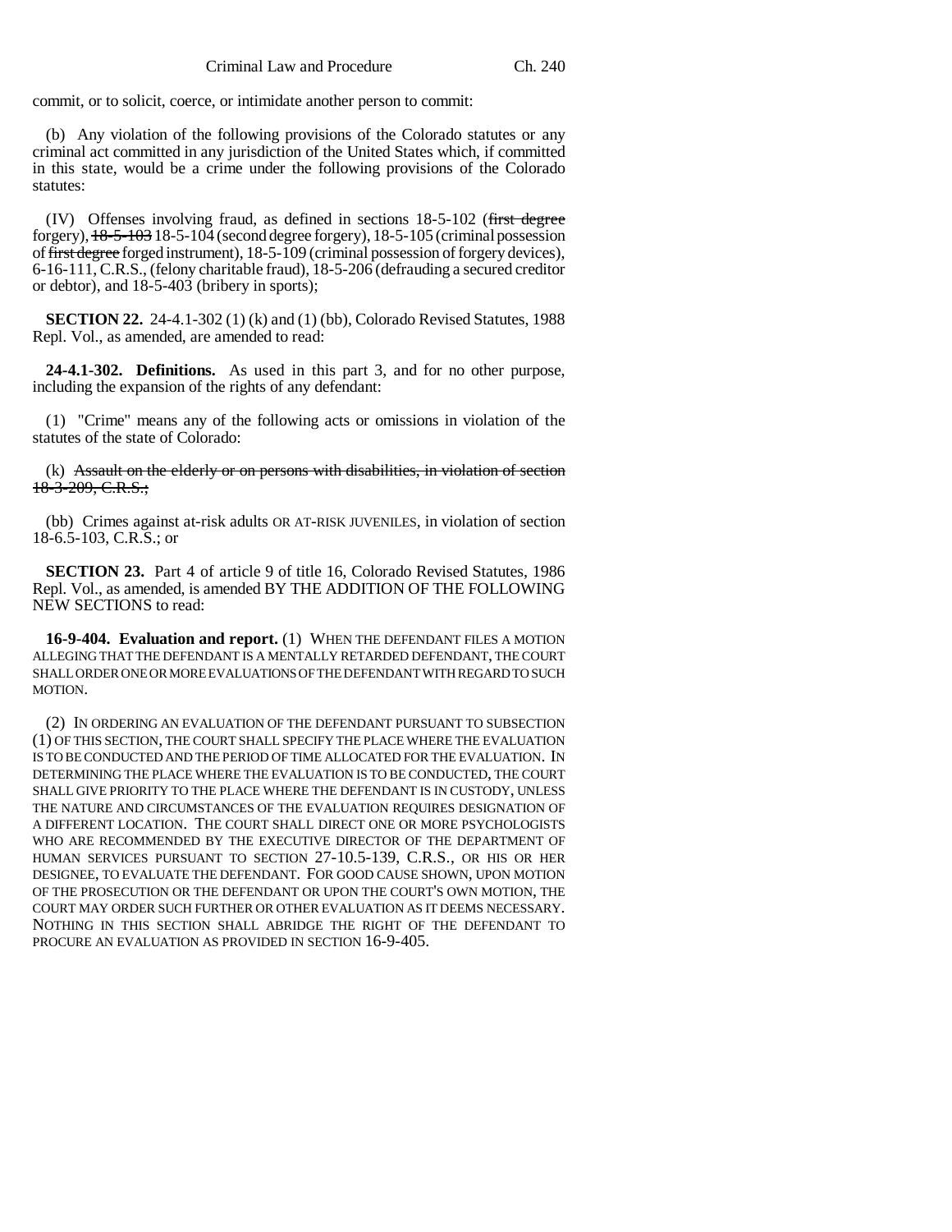commit, or to solicit, coerce, or intimidate another person to commit:

(b) Any violation of the following provisions of the Colorado statutes or any criminal act committed in any jurisdiction of the United States which, if committed in this state, would be a crime under the following provisions of the Colorado statutes:

(IV) Offenses involving fraud, as defined in sections 18-5-102 (~~first degree~~ forgery), ~~18-5-103~~ 18-5-104 (second degree forgery), 18-5-105 (criminal possession of ~~first degree~~ forged instrument), 18-5-109 (criminal possession of forgery devices), 6-16-111, C.R.S., (felony charitable fraud), 18-5-206 (defrauding a secured creditor or debtor), and 18-5-403 (bribery in sports);

**SECTION 22.** 24-4.1-302 (1) (k) and (1) (bb), Colorado Revised Statutes, 1988 Repl. Vol., as amended, are amended to read:

**24-4.1-302. Definitions.** As used in this part 3, and for no other purpose, including the expansion of the rights of any defendant:

(1) "Crime" means any of the following acts or omissions in violation of the statutes of the state of Colorado:

(k) ~~Assault on the elderly or on persons with disabilities, in violation of section 18-3-209, C.R.S.;~~

(bb) Crimes against at-risk adults OR AT-RISK JUVENILES, in violation of section 18-6.5-103, C.R.S.; or

**SECTION 23.** Part 4 of article 9 of title 16, Colorado Revised Statutes, 1986 Repl. Vol., as amended, is amended BY THE ADDITION OF THE FOLLOWING NEW SECTIONS to read:

**16-9-404. Evaluation and report.** (1) WHEN THE DEFENDANT FILES A MOTION ALLEGING THAT THE DEFENDANT IS A MENTALLY RETARDED DEFENDANT, THE COURT SHALL ORDER ONE OR MORE EVALUATIONS OF THE DEFENDANT WITH REGARD TO SUCH MOTION.

(2) IN ORDERING AN EVALUATION OF THE DEFENDANT PURSUANT TO SUBSECTION (1) OF THIS SECTION, THE COURT SHALL SPECIFY THE PLACE WHERE THE EVALUATION IS TO BE CONDUCTED AND THE PERIOD OF TIME ALLOCATED FOR THE EVALUATION. IN DETERMINING THE PLACE WHERE THE EVALUATION IS TO BE CONDUCTED, THE COURT SHALL GIVE PRIORITY TO THE PLACE WHERE THE DEFENDANT IS IN CUSTODY, UNLESS THE NATURE AND CIRCUMSTANCES OF THE EVALUATION REQUIRES DESIGNATION OF A DIFFERENT LOCATION. THE COURT SHALL DIRECT ONE OR MORE PSYCHOLOGISTS WHO ARE RECOMMENDED BY THE EXECUTIVE DIRECTOR OF THE DEPARTMENT OF HUMAN SERVICES PURSUANT TO SECTION 27-10.5-139, C.R.S., OR HIS OR HER DESIGNEE, TO EVALUATE THE DEFENDANT. FOR GOOD CAUSE SHOWN, UPON MOTION OF THE PROSECUTION OR THE DEFENDANT OR UPON THE COURT'S OWN MOTION, THE COURT MAY ORDER SUCH FURTHER OR OTHER EVALUATION AS IT DEEMS NECESSARY. NOTHING IN THIS SECTION SHALL ABRIDGE THE RIGHT OF THE DEFENDANT TO PROCURE AN EVALUATION AS PROVIDED IN SECTION 16-9-405.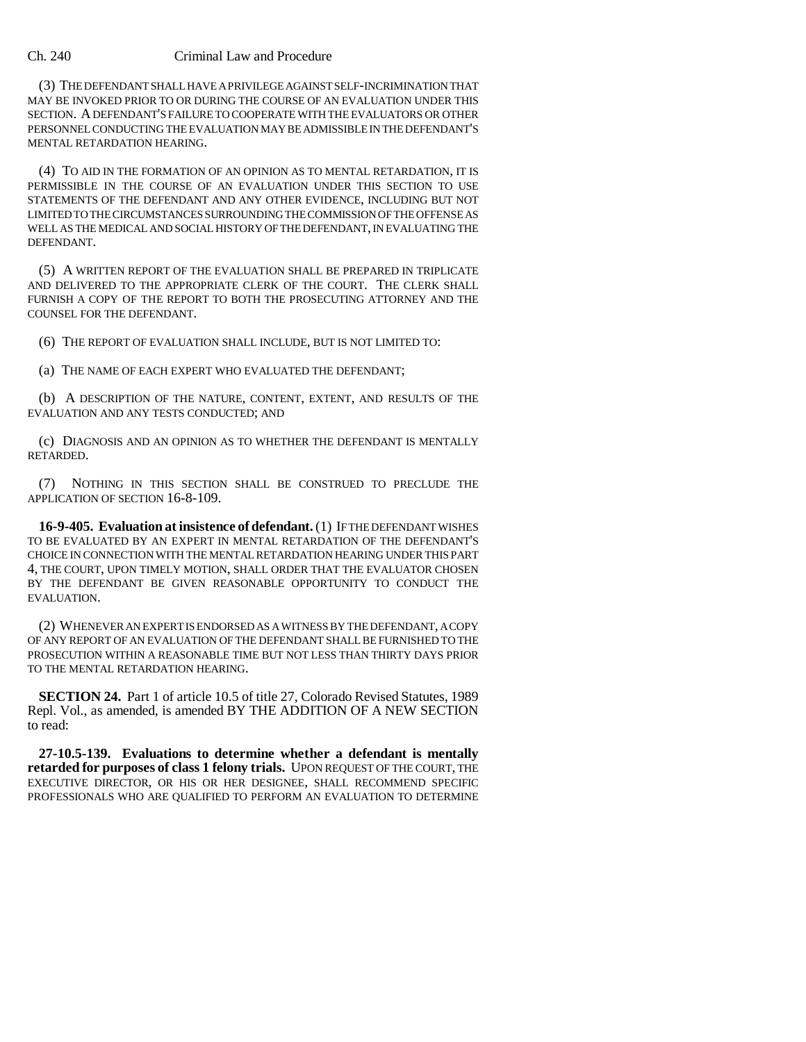(3) THE DEFENDANT SHALL HAVE A PRIVILEGE AGAINST SELF-INCRIMINATION THAT MAY BE INVOKED PRIOR TO OR DURING THE COURSE OF AN EVALUATION UNDER THIS SECTION. A DEFENDANT'S FAILURE TO COOPERATE WITH THE EVALUATORS OR OTHER PERSONNEL CONDUCTING THE EVALUATION MAY BE ADMISSIBLE IN THE DEFENDANT'S MENTAL RETARDATION HEARING.

(4) TO AID IN THE FORMATION OF AN OPINION AS TO MENTAL RETARDATION, IT IS PERMISSIBLE IN THE COURSE OF AN EVALUATION UNDER THIS SECTION TO USE STATEMENTS OF THE DEFENDANT AND ANY OTHER EVIDENCE, INCLUDING BUT NOT LIMITED TO THE CIRCUMSTANCES SURROUNDING THE COMMISSION OF THE OFFENSE AS WELL AS THE MEDICAL AND SOCIAL HISTORY OF THE DEFENDANT, IN EVALUATING THE DEFENDANT.

(5) A WRITTEN REPORT OF THE EVALUATION SHALL BE PREPARED IN TRIPLICATE AND DELIVERED TO THE APPROPRIATE CLERK OF THE COURT. THE CLERK SHALL FURNISH A COPY OF THE REPORT TO BOTH THE PROSECUTING ATTORNEY AND THE COUNSEL FOR THE DEFENDANT.

(6) THE REPORT OF EVALUATION SHALL INCLUDE, BUT IS NOT LIMITED TO:

(a) THE NAME OF EACH EXPERT WHO EVALUATED THE DEFENDANT;

(b) A DESCRIPTION OF THE NATURE, CONTENT, EXTENT, AND RESULTS OF THE EVALUATION AND ANY TESTS CONDUCTED; AND

(c) DIAGNOSIS AND AN OPINION AS TO WHETHER THE DEFENDANT IS MENTALLY RETARDED.

(7) NOTHING IN THIS SECTION SHALL BE CONSTRUED TO PRECLUDE THE APPLICATION OF SECTION 16-8-109.

**16-9-405. Evaluation at insistence of defendant.** (1) IF THE DEFENDANT WISHES TO BE EVALUATED BY AN EXPERT IN MENTAL RETARDATION OF THE DEFENDANT'S CHOICE IN CONNECTION WITH THE MENTAL RETARDATION HEARING UNDER THIS PART 4, THE COURT, UPON TIMELY MOTION, SHALL ORDER THAT THE EVALUATOR CHOSEN BY THE DEFENDANT BE GIVEN REASONABLE OPPORTUNITY TO CONDUCT THE EVALUATION.

(2) WHENEVER AN EXPERT IS ENDORSED AS A WITNESS BY THE DEFENDANT, A COPY OF ANY REPORT OF AN EVALUATION OF THE DEFENDANT SHALL BE FURNISHED TO THE PROSECUTION WITHIN A REASONABLE TIME BUT NOT LESS THAN THIRTY DAYS PRIOR TO THE MENTAL RETARDATION HEARING.

**SECTION 24.** Part 1 of article 10.5 of title 27, Colorado Revised Statutes, 1989 Repl. Vol., as amended, is amended BY THE ADDITION OF A NEW SECTION to read:

**27-10.5-139. Evaluations to determine whether a defendant is mentally retarded for purposes of class 1 felony trials.** UPON REQUEST OF THE COURT, THE EXECUTIVE DIRECTOR, OR HIS OR HER DESIGNEE, SHALL RECOMMEND SPECIFIC PROFESSIONALS WHO ARE QUALIFIED TO PERFORM AN EVALUATION TO DETERMINE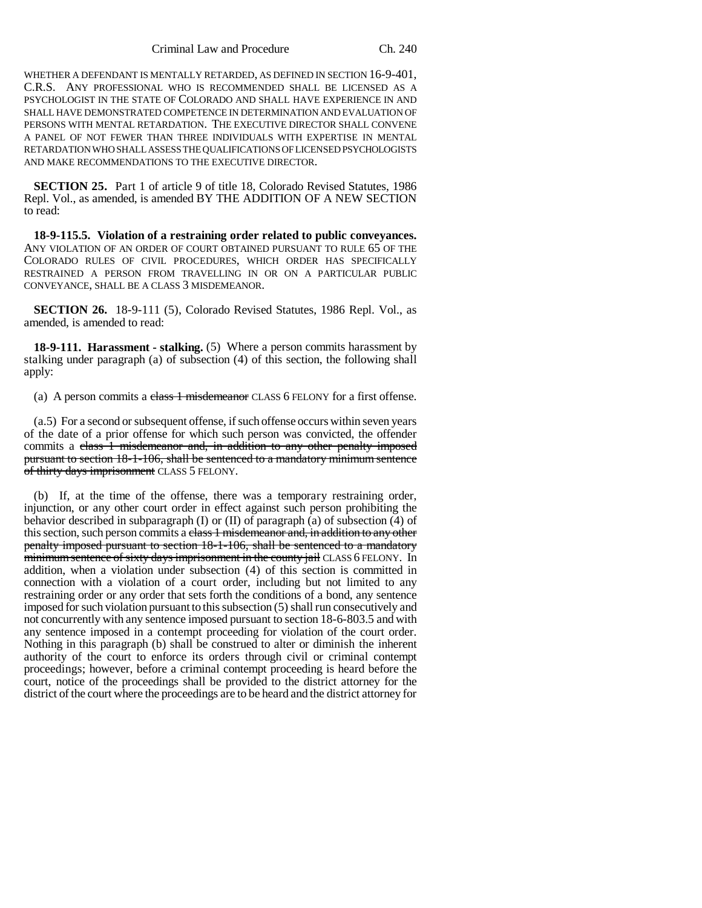WHETHER A DEFENDANT IS MENTALLY RETARDED, AS DEFINED IN SECTION 16-9-401, C.R.S. ANY PROFESSIONAL WHO IS RECOMMENDED SHALL BE LICENSED AS A PSYCHOLOGIST IN THE STATE OF COLORADO AND SHALL HAVE EXPERIENCE IN AND SHALL HAVE DEMONSTRATED COMPETENCE IN DETERMINATION AND EVALUATION OF PERSONS WITH MENTAL RETARDATION. THE EXECUTIVE DIRECTOR SHALL CONVENE A PANEL OF NOT FEWER THAN THREE INDIVIDUALS WITH EXPERTISE IN MENTAL RETARDATION WHO SHALL ASSESS THE QUALIFICATIONS OF LICENSED PSYCHOLOGISTS AND MAKE RECOMMENDATIONS TO THE EXECUTIVE DIRECTOR.

**SECTION 25.** Part 1 of article 9 of title 18, Colorado Revised Statutes, 1986 Repl. Vol., as amended, is amended BY THE ADDITION OF A NEW SECTION to read:

**18-9-115.5. Violation of a restraining order related to public conveyances.** ANY VIOLATION OF AN ORDER OF COURT OBTAINED PURSUANT TO RULE 65 OF THE COLORADO RULES OF CIVIL PROCEDURES, WHICH ORDER HAS SPECIFICALLY RESTRAINED A PERSON FROM TRAVELLING IN OR ON A PARTICULAR PUBLIC CONVEYANCE, SHALL BE A CLASS 3 MISDEMEANOR.

**SECTION 26.** 18-9-111 (5), Colorado Revised Statutes, 1986 Repl. Vol., as amended, is amended to read:

**18-9-111. Harassment - stalking.** (5) Where a person commits harassment by stalking under paragraph (a) of subsection (4) of this section, the following shall apply:

(a) A person commits a ~~class 1 misdemeanor~~ CLASS 6 FELONY for a first offense.

(a.5) For a second or subsequent offense, if such offense occurs within seven years of the date of a prior offense for which such person was convicted, the offender commits a ~~class 1 misdemeanor and, in addition to any other penalty imposed pursuant to section 18-1-106, shall be sentenced to a mandatory minimum sentence of thirty days imprisonment~~ CLASS 5 FELONY.

(b) If, at the time of the offense, there was a temporary restraining order, injunction, or any other court order in effect against such person prohibiting the behavior described in subparagraph (I) or (II) of paragraph (a) of subsection (4) of this section, such person commits a ~~class 1 misdemeanor and, in addition to any other penalty imposed pursuant to section 18-1-106, shall be sentenced to a mandatory minimum sentence of sixty days imprisonment in the county jail~~ CLASS 6 FELONY. In addition, when a violation under subsection (4) of this section is committed in connection with a violation of a court order, including but not limited to any restraining order or any order that sets forth the conditions of a bond, any sentence imposed for such violation pursuant to this subsection (5) shall run consecutively and not concurrently with any sentence imposed pursuant to section 18-6-803.5 and with any sentence imposed in a contempt proceeding for violation of the court order. Nothing in this paragraph (b) shall be construed to alter or diminish the inherent authority of the court to enforce its orders through civil or criminal contempt proceedings; however, before a criminal contempt proceeding is heard before the court, notice of the proceedings shall be provided to the district attorney for the district of the court where the proceedings are to be heard and the district attorney for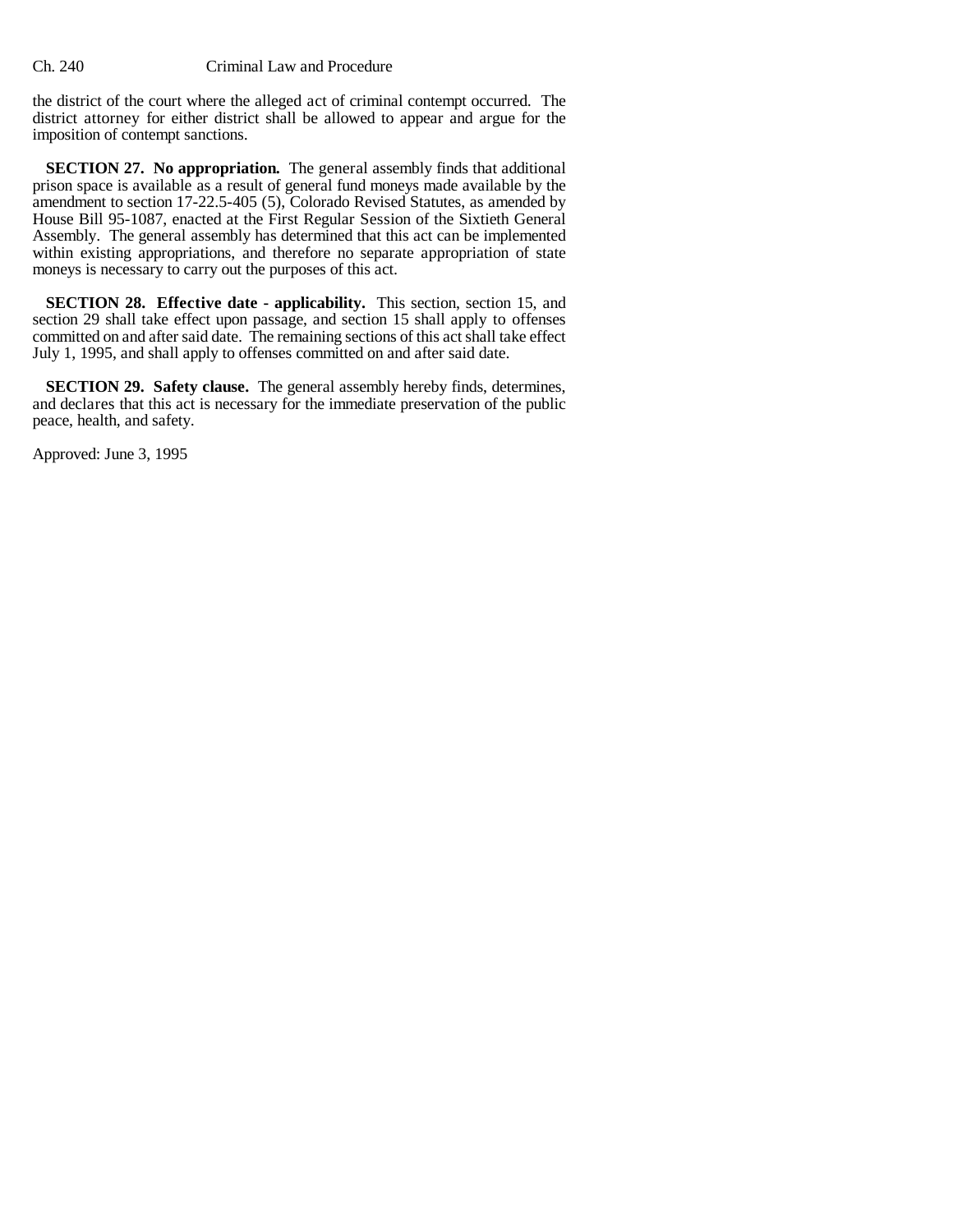the district of the court where the alleged act of criminal contempt occurred. The district attorney for either district shall be allowed to appear and argue for the imposition of contempt sanctions.

**SECTION 27. No appropriation.** The general assembly finds that additional prison space is available as a result of general fund moneys made available by the amendment to section 17-22.5-405 (5), Colorado Revised Statutes, as amended by House Bill 95-1087, enacted at the First Regular Session of the Sixtieth General Assembly. The general assembly has determined that this act can be implemented within existing appropriations, and therefore no separate appropriation of state moneys is necessary to carry out the purposes of this act.

**SECTION 28. Effective date - applicability.** This section, section 15, and section 29 shall take effect upon passage, and section 15 shall apply to offenses committed on and after said date. The remaining sections of this act shall take effect July 1, 1995, and shall apply to offenses committed on and after said date.

**SECTION 29. Safety clause.** The general assembly hereby finds, determines, and declares that this act is necessary for the immediate preservation of the public peace, health, and safety.

Approved: June 3, 1995